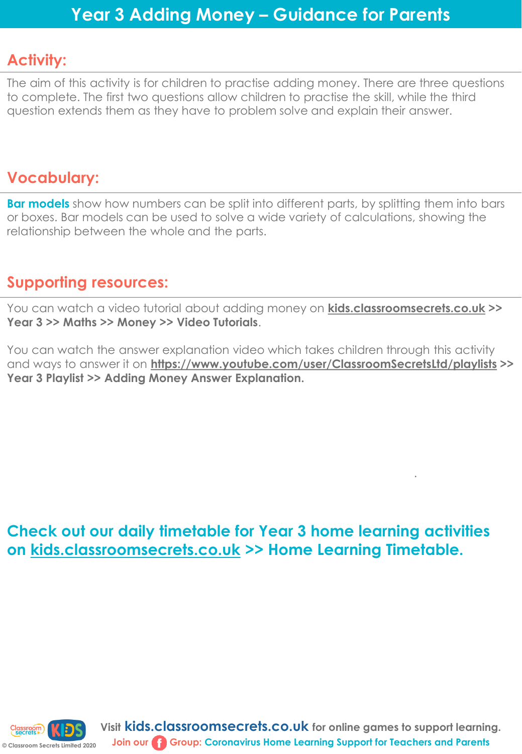# Year 3 Adding Money – Guidance for Parents

## Activity:

The aim of this activity is for children to practise adding money. There are three questions to complete. The first two questions allow children to practise the skill, while the third question extends them as they have to problem solve and explain their answer.

## Vocabulary:

**Bar models** show how numbers can be split into different parts, by splitting them into bars or boxes. Bar models can be used to solve a wide variety of calculations, showing the relationship between the whole and the parts.

## Supporting resources:

You can watch a video tutorial about adding money on **kids.classroomsecrets.co.uk >> Year 3 >> Maths >> Money >> Video Tutorials**.

You can watch the answer explanation video which takes children through this activity and ways to answer it on **https://www.youtube.com/user/ClassroomSecretsLtd/playlists >> Year 3 Playlist >> Adding Money Answer Explanation.**

**Check out our daily timetable for Year 3 home learning activities on kids.classroomsecrets.co.uk >> Home Learning Timetable.**

Visit **kids.classroomsecrets.co.uk** for online games to support learning.
Join our Group: Coronavirus Home Learning Support for Teachers and Parents

© Classroom Secrets Limited 2020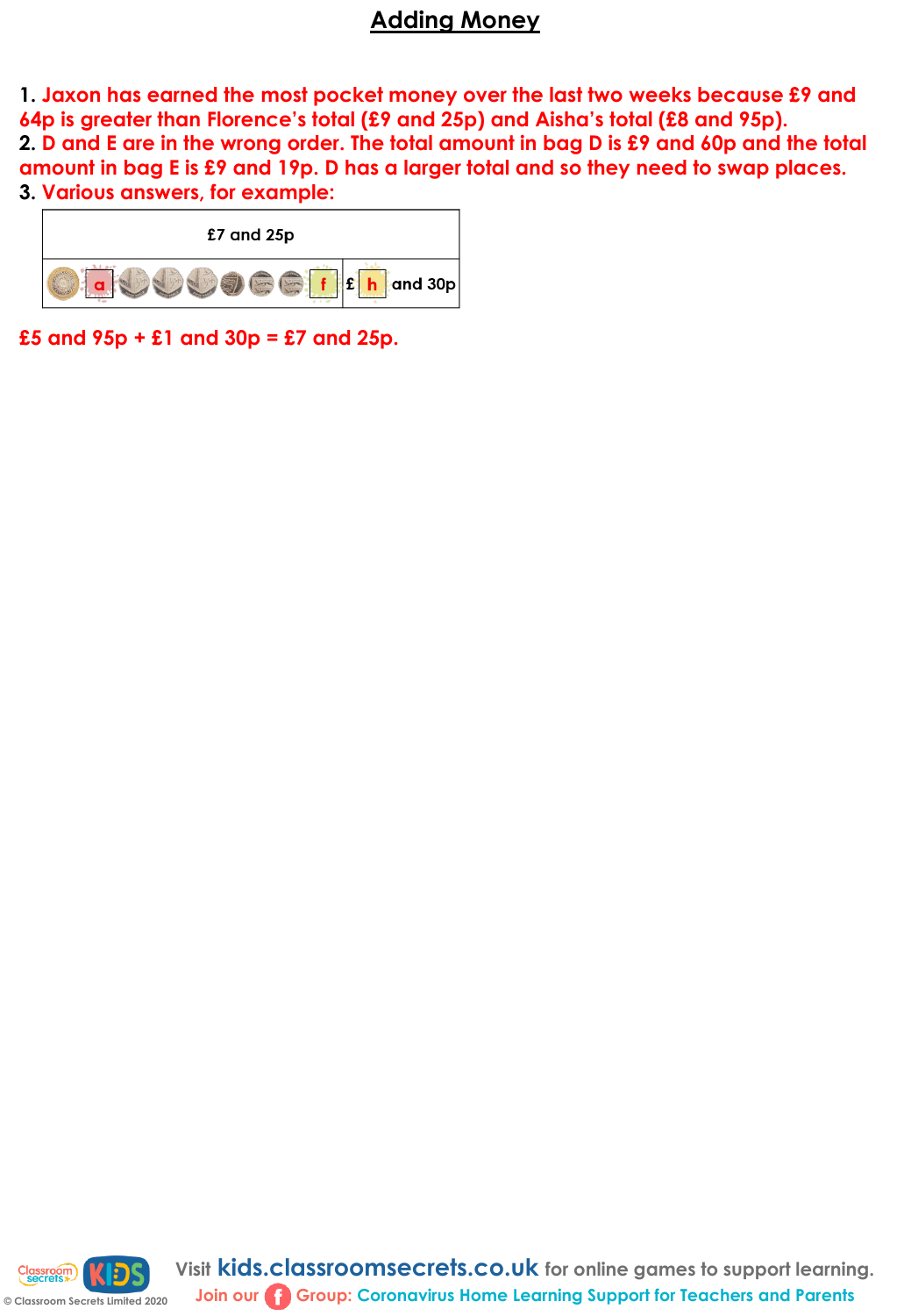## Adding Money

1. Jaxon has earned the most pocket money over the last two weeks because £9 and 64p is greater than Florence's total (£9 and 25p) and Aisha's total (£8 and 95p).
2. D and E are in the wrong order. The total amount in bag D is £9 and 60p and the total amount in bag E is £9 and 19p. D has a larger total and so they need to swap places.
3. Various answers, for example:

| £7 and 25p | |
|---|---|
| a f | £ h and 30p |

£5 and 95p + £1 and 30p = £7 and 25p.